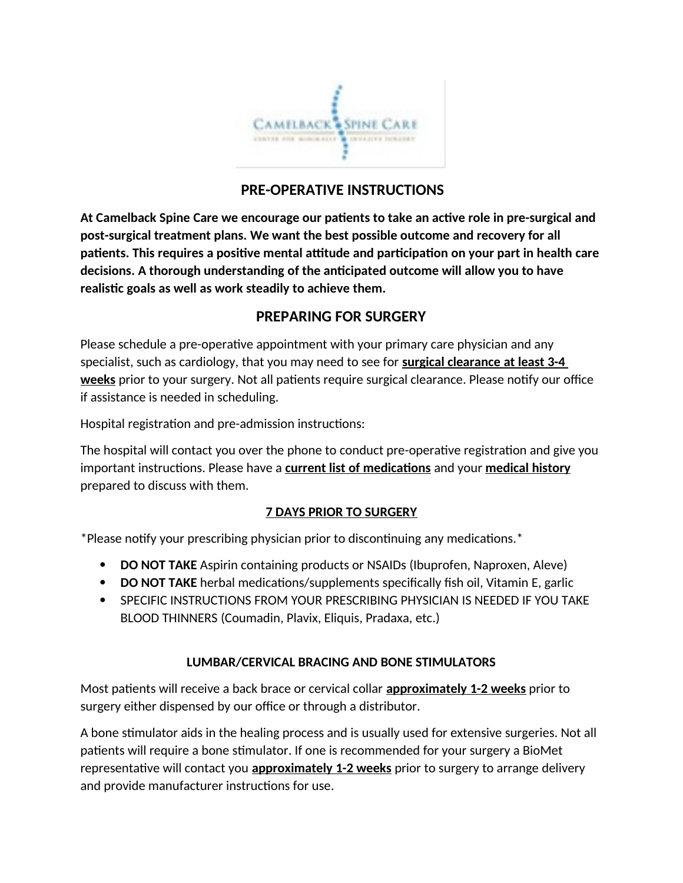# PRE-OPERATIVE INSTRUCTIONS

**At Camelback Spine Care we encourage our patients to take an active role in pre-surgical and post-surgical treatment plans. We want the best possible outcome and recovery for all patients. This requires a positive mental attitude and participation on your part in health care decisions. A thorough understanding of the anticipated outcome will allow you to have realistic goals as well as work steadily to achieve them.**

## PREPARING FOR SURGERY

Please schedule a pre-operative appointment with your primary care physician and any specialist, such as cardiology, that you may need to see for **surgical clearance at least 3-4 weeks** prior to your surgery. Not all patients require surgical clearance. Please notify our office if assistance is needed in scheduling.

Hospital registration and pre-admission instructions:

The hospital will contact you over the phone to conduct pre-operative registration and give you important instructions. Please have a **current list of medications** and your **medical history** prepared to discuss with them.

### 7 DAYS PRIOR TO SURGERY

*Please notify your prescribing physician prior to discontinuing any medications.*

- **DO NOT TAKE** Aspirin containing products or NSAIDs (Ibuprofen, Naproxen, Aleve)
- **DO NOT TAKE** herbal medications/supplements specifically fish oil, Vitamin E, garlic
- SPECIFIC INSTRUCTIONS FROM YOUR PRESCRIBING PHYSICIAN IS NEEDED IF YOU TAKE BLOOD THINNERS (Coumadin, Plavix, Eliquis, Pradaxa, etc.)

### LUMBAR/CERVICAL BRACING AND BONE STIMULATORS

Most patients will receive a back brace or cervical collar **approximately 1-2 weeks** prior to surgery either dispensed by our office or through a distributor.

A bone stimulator aids in the healing process and is usually used for extensive surgeries. Not all patients will require a bone stimulator. If one is recommended for your surgery a BioMet representative will contact you **approximately 1-2 weeks** prior to surgery to arrange delivery and provide manufacturer instructions for use.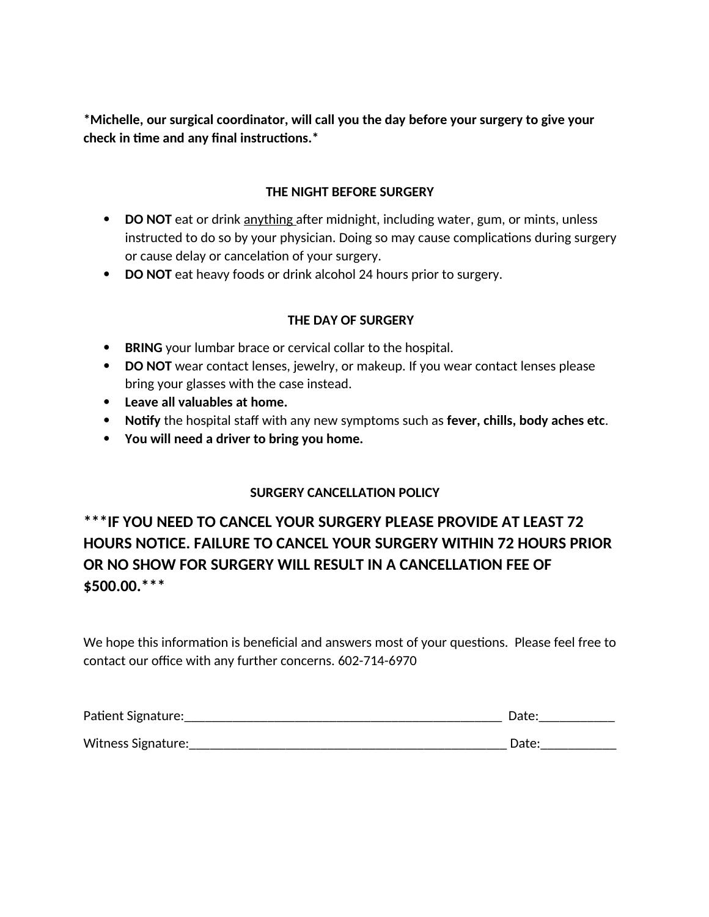***Michelle, our surgical coordinator, will call you the day before your surgery to give your check in time and any final instructions.***

### THE NIGHT BEFORE SURGERY

- **DO NOT** eat or drink <u>anything</u> after midnight, including water, gum, or mints, unless instructed to do so by your physician. Doing so may cause complications during surgery or cause delay or cancelation of your surgery.
- **DO NOT** eat heavy foods or drink alcohol 24 hours prior to surgery.

### THE DAY OF SURGERY

- **BRING** your lumbar brace or cervical collar to the hospital.
- **DO NOT** wear contact lenses, jewelry, or makeup. If you wear contact lenses please bring your glasses with the case instead.
- **Leave all valuables at home.**
- **Notify** the hospital staff with any new symptoms such as **fever, chills, body aches etc**.
- **You will need a driver to bring you home.**

### SURGERY CANCELLATION POLICY

**\*\*\*IF YOU NEED TO CANCEL YOUR SURGERY PLEASE PROVIDE AT LEAST 72 HOURS NOTICE. FAILURE TO CANCEL YOUR SURGERY WITHIN 72 HOURS PRIOR OR NO SHOW FOR SURGERY WILL RESULT IN A CANCELLATION FEE OF $500.00.\*\*\***

We hope this information is beneficial and answers most of your questions. Please feel free to contact our office with any further concerns. 602-714-6970

Patient Signature:__________________________________________________ Date:___________

Witness Signature:__________________________________________________ Date:___________